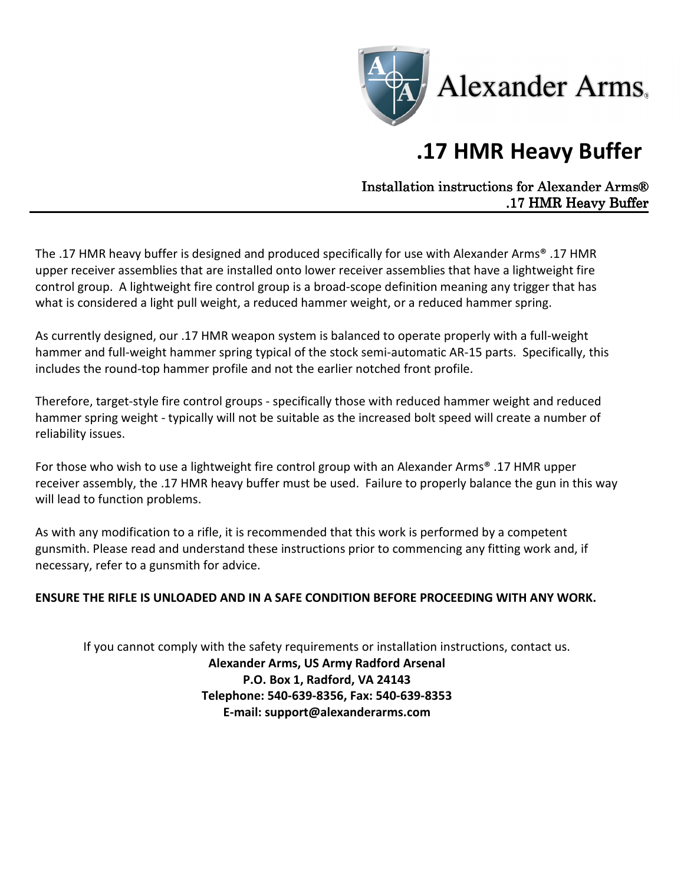Alexander Arms®

# .17 HMR Heavy Buffer

Installation instructions for Alexander Arms®
.17 HMR Heavy Buffer

The .17 HMR heavy buffer is designed and produced specifically for use with Alexander Arms® .17 HMR upper receiver assemblies that are installed onto lower receiver assemblies that have a lightweight fire control group. A lightweight fire control group is a broad-scope definition meaning any trigger that has what is considered a light pull weight, a reduced hammer weight, or a reduced hammer spring.

As currently designed, our .17 HMR weapon system is balanced to operate properly with a full-weight hammer and full-weight hammer spring typical of the stock semi-automatic AR-15 parts. Specifically, this includes the round-top hammer profile and not the earlier notched front profile.

Therefore, target-style fire control groups - specifically those with reduced hammer weight and reduced hammer spring weight - typically will not be suitable as the increased bolt speed will create a number of reliability issues.

For those who wish to use a lightweight fire control group with an Alexander Arms® .17 HMR upper receiver assembly, the .17 HMR heavy buffer must be used. Failure to properly balance the gun in this way will lead to function problems.

As with any modification to a rifle, it is recommended that this work is performed by a competent gunsmith. Please read and understand these instructions prior to commencing any fitting work and, if necessary, refer to a gunsmith for advice.

**ENSURE THE RIFLE IS UNLOADED AND IN A SAFE CONDITION BEFORE PROCEEDING WITH ANY WORK.**

If you cannot comply with the safety requirements or installation instructions, contact us.

**Alexander Arms, US Army Radford Arsenal**
**P.O. Box 1, Radford, VA 24143**
**Telephone: 540-639-8356, Fax: 540-639-8353**
**E-mail: support@alexanderarms.com**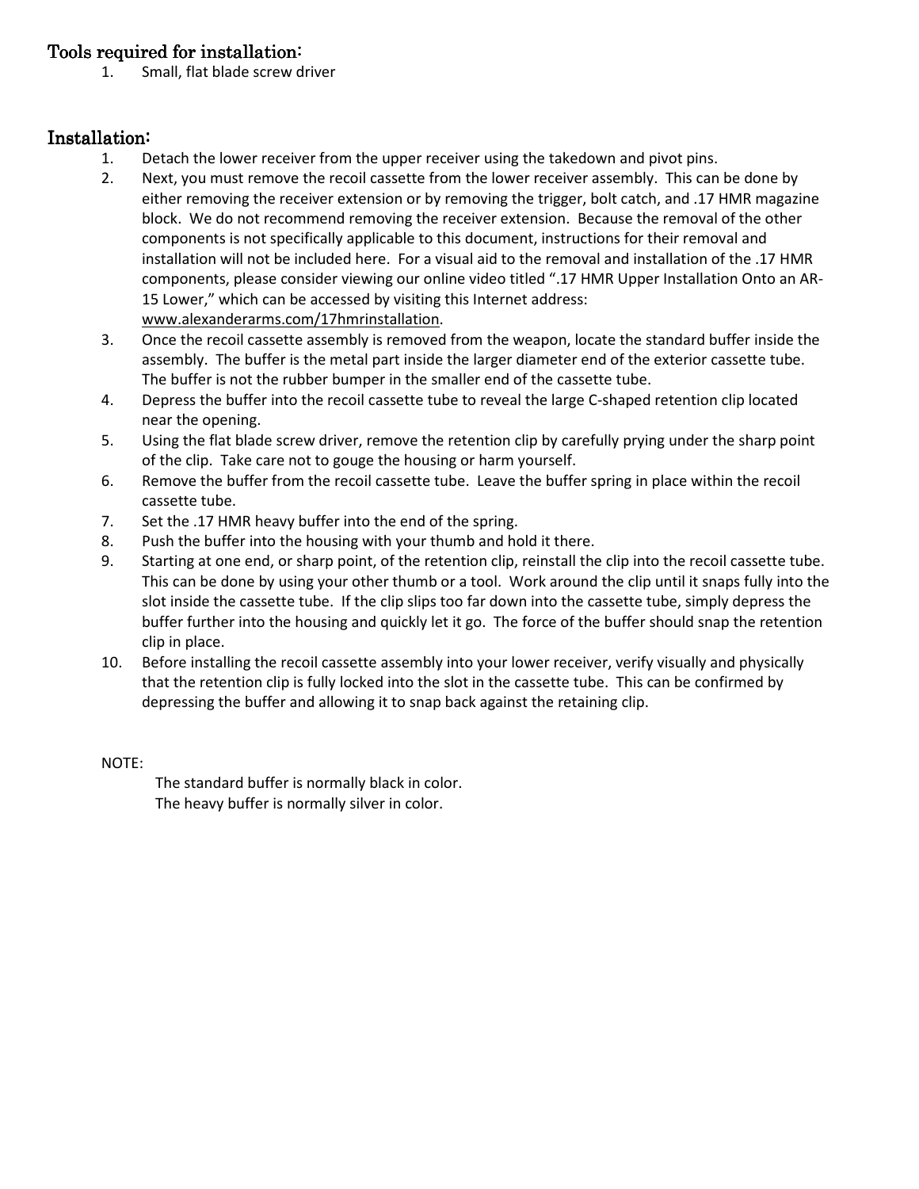## Tools required for installation:

1. Small, flat blade screw driver

## Installation:

1. Detach the lower receiver from the upper receiver using the takedown and pivot pins.
2. Next, you must remove the recoil cassette from the lower receiver assembly. This can be done by either removing the receiver extension or by removing the trigger, bolt catch, and .17 HMR magazine block. We do not recommend removing the receiver extension. Because the removal of the other components is not specifically applicable to this document, instructions for their removal and installation will not be included here. For a visual aid to the removal and installation of the .17 HMR components, please consider viewing our online video titled ".17 HMR Upper Installation Onto an AR-15 Lower," which can be accessed by visiting this Internet address: www.alexanderarms.com/17hmrinstallation.
3. Once the recoil cassette assembly is removed from the weapon, locate the standard buffer inside the assembly. The buffer is the metal part inside the larger diameter end of the exterior cassette tube. The buffer is not the rubber bumper in the smaller end of the cassette tube.
4. Depress the buffer into the recoil cassette tube to reveal the large C-shaped retention clip located near the opening.
5. Using the flat blade screw driver, remove the retention clip by carefully prying under the sharp point of the clip. Take care not to gouge the housing or harm yourself.
6. Remove the buffer from the recoil cassette tube. Leave the buffer spring in place within the recoil cassette tube.
7. Set the .17 HMR heavy buffer into the end of the spring.
8. Push the buffer into the housing with your thumb and hold it there.
9. Starting at one end, or sharp point, of the retention clip, reinstall the clip into the recoil cassette tube. This can be done by using your other thumb or a tool. Work around the clip until it snaps fully into the slot inside the cassette tube. If the clip slips too far down into the cassette tube, simply depress the buffer further into the housing and quickly let it go. The force of the buffer should snap the retention clip in place.
10. Before installing the recoil cassette assembly into your lower receiver, verify visually and physically that the retention clip is fully locked into the slot in the cassette tube. This can be confirmed by depressing the buffer and allowing it to snap back against the retaining clip.

NOTE:

The standard buffer is normally black in color.
The heavy buffer is normally silver in color.